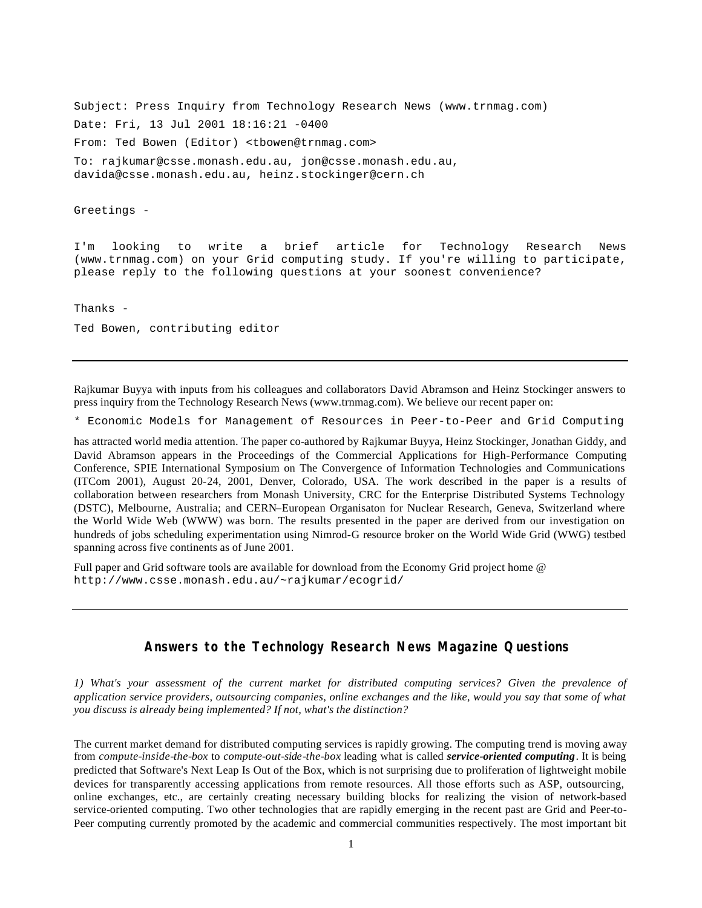```
Subject: Press Inquiry from Technology Research News (www.trnmag.com)
Date: Fri, 13 Jul 2001 18:16:21 -0400
From: Ted Bowen (Editor) <tbowen@trnmag.com>
To: rajkumar@csse.monash.edu.au, jon@csse.monash.edu.au,
davida@csse.monash.edu.au, heinz.stockinger@cern.ch

Greetings -

I'm looking to write a brief article for Technology Research News
(www.trnmag.com) on your Grid computing study. If you're willing to participate,
please reply to the following questions at your soonest convenience?

Thanks -

Ted Bowen, contributing editor
```

---

Rajkumar Buyya with inputs from his colleagues and collaborators David Abramson and Heinz Stockinger answers to press inquiry from the Technology Research News (www.trnmag.com). We believe our recent paper on:

`* Economic Models for Management of Resources in Peer-to-Peer and Grid Computing`

has attracted world media attention. The paper co-authored by Rajkumar Buyya, Heinz Stockinger, Jonathan Giddy, and David Abramson appears in the Proceedings of the Commercial Applications for High-Performance Computing Conference, SPIE International Symposium on The Convergence of Information Technologies and Communications (ITCom 2001), August 20-24, 2001, Denver, Colorado, USA. The work described in the paper is a results of collaboration between researchers from Monash University, CRC for the Enterprise Distributed Systems Technology (DSTC), Melbourne, Australia; and CERN–European Organisaton for Nuclear Research, Geneva, Switzerland where the World Wide Web (WWW) was born. The results presented in the paper are derived from our investigation on hundreds of jobs scheduling experimentation using Nimrod-G resource broker on the World Wide Grid (WWG) testbed spanning across five continents as of June 2001.

Full paper and Grid software tools are available for download from the Economy Grid project home @ `http://www.csse.monash.edu.au/~rajkumar/ecogrid/`

---

## Answers to the Technology Research News Magazine Questions

*1) What's your assessment of the current market for distributed computing services? Given the prevalence of application service providers, outsourcing companies, online exchanges and the like, would you say that some of what you discuss is already being implemented? If not, what's the distinction?*

The current market demand for distributed computing services is rapidly growing. The computing trend is moving away from *compute-inside-the-box* to *compute-out-side-the-box* leading what is called ***service-oriented computing***. It is being predicted that Software's Next Leap Is Out of the Box, which is not surprising due to proliferation of lightweight mobile devices for transparently accessing applications from remote resources. All those efforts such as ASP, outsourcing, online exchanges, etc., are certainly creating necessary building blocks for realizing the vision of network-based service-oriented computing. Two other technologies that are rapidly emerging in the recent past are Grid and Peer-to-Peer computing currently promoted by the academic and commercial communities respectively. The most important bit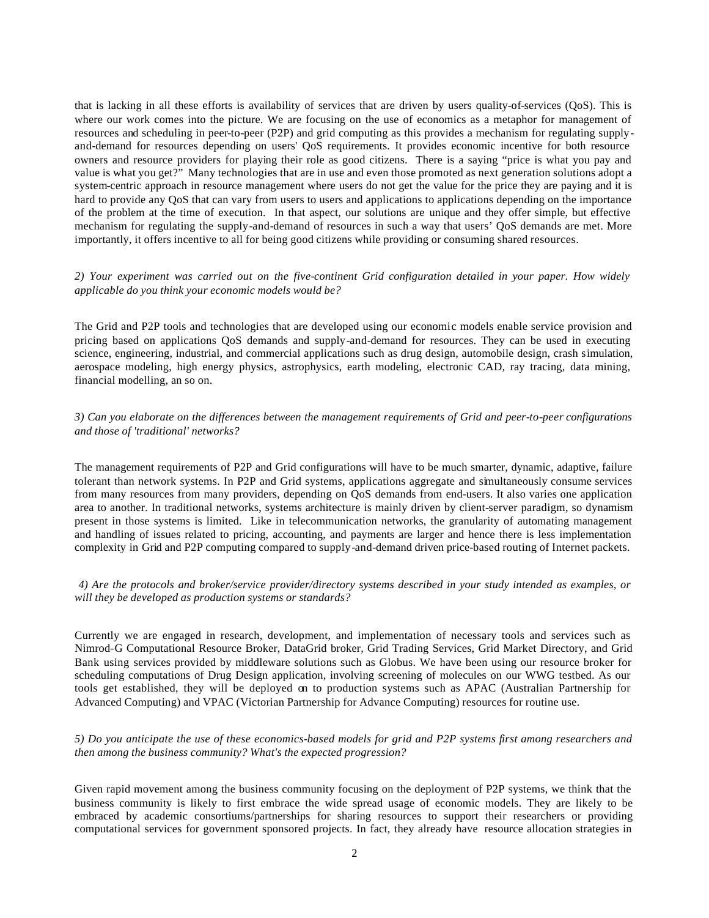that is lacking in all these efforts is availability of services that are driven by users quality-of-services (QoS). This is where our work comes into the picture. We are focusing on the use of economics as a metaphor for management of resources and scheduling in peer-to-peer (P2P) and grid computing as this provides a mechanism for regulating supply-and-demand for resources depending on users' QoS requirements. It provides economic incentive for both resource owners and resource providers for playing their role as good citizens. There is a saying "price is what you pay and value is what you get?" Many technologies that are in use and even those promoted as next generation solutions adopt a system-centric approach in resource management where users do not get the value for the price they are paying and it is hard to provide any QoS that can vary from users to users and applications to applications depending on the importance of the problem at the time of execution. In that aspect, our solutions are unique and they offer simple, but effective mechanism for regulating the supply-and-demand of resources in such a way that users' QoS demands are met. More importantly, it offers incentive to all for being good citizens while providing or consuming shared resources.

*2) Your experiment was carried out on the five-continent Grid configuration detailed in your paper. How widely applicable do you think your economic models would be?*

The Grid and P2P tools and technologies that are developed using our economic models enable service provision and pricing based on applications QoS demands and supply-and-demand for resources. They can be used in executing science, engineering, industrial, and commercial applications such as drug design, automobile design, crash simulation, aerospace modeling, high energy physics, astrophysics, earth modeling, electronic CAD, ray tracing, data mining, financial modelling, an so on.

*3) Can you elaborate on the differences between the management requirements of Grid and peer-to-peer configurations and those of 'traditional' networks?*

The management requirements of P2P and Grid configurations will have to be much smarter, dynamic, adaptive, failure tolerant than network systems. In P2P and Grid systems, applications aggregate and simultaneously consume services from many resources from many providers, depending on QoS demands from end-users. It also varies one application area to another. In traditional networks, systems architecture is mainly driven by client-server paradigm, so dynamism present in those systems is limited. Like in telecommunication networks, the granularity of automating management and handling of issues related to pricing, accounting, and payments are larger and hence there is less implementation complexity in Grid and P2P computing compared to supply-and-demand driven price-based routing of Internet packets.

*4) Are the protocols and broker/service provider/directory systems described in your study intended as examples, or will they be developed as production systems or standards?*

Currently we are engaged in research, development, and implementation of necessary tools and services such as Nimrod-G Computational Resource Broker, DataGrid broker, Grid Trading Services, Grid Market Directory, and Grid Bank using services provided by middleware solutions such as Globus. We have been using our resource broker for scheduling computations of Drug Design application, involving screening of molecules on our WWG testbed. As our tools get established, they will be deployed on to production systems such as APAC (Australian Partnership for Advanced Computing) and VPAC (Victorian Partnership for Advance Computing) resources for routine use.

*5) Do you anticipate the use of these economics-based models for grid and P2P systems first among researchers and then among the business community? What's the expected progression?*

Given rapid movement among the business community focusing on the deployment of P2P systems, we think that the business community is likely to first embrace the wide spread usage of economic models. They are likely to be embraced by academic consortiums/partnerships for sharing resources to support their researchers or providing computational services for government sponsored projects. In fact, they already have resource allocation strategies in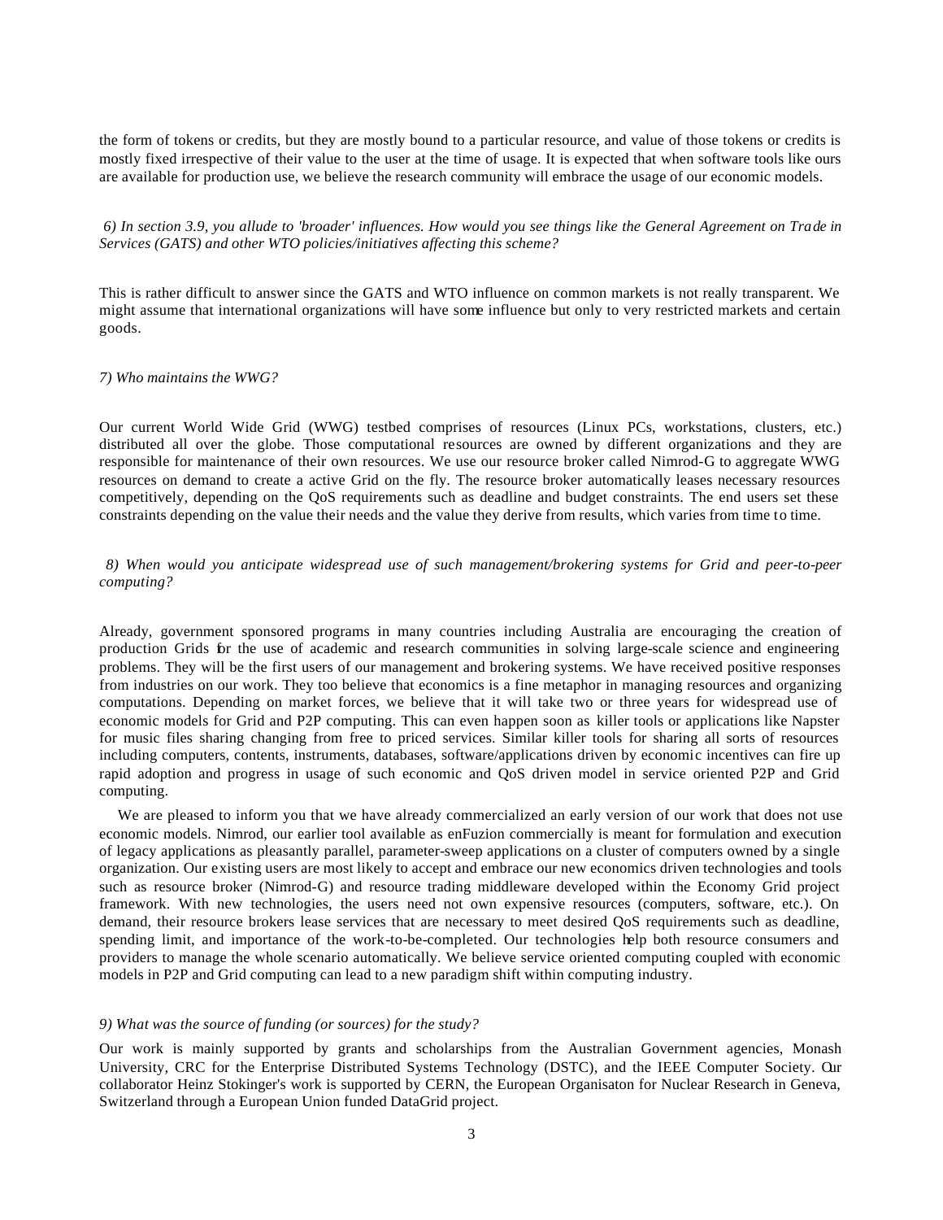the form of tokens or credits, but they are mostly bound to a particular resource, and value of those tokens or credits is mostly fixed irrespective of their value to the user at the time of usage. It is expected that when software tools like ours are available for production use, we believe the research community will embrace the usage of our economic models.

*6) In section 3.9, you allude to 'broader' influences. How would you see things like the General Agreement on Trade in Services (GATS) and other WTO policies/initiatives affecting this scheme?*

This is rather difficult to answer since the GATS and WTO influence on common markets is not really transparent. We might assume that international organizations will have some influence but only to very restricted markets and certain goods.

*7) Who maintains the WWG?*

Our current World Wide Grid (WWG) testbed comprises of resources (Linux PCs, workstations, clusters, etc.) distributed all over the globe. Those computational resources are owned by different organizations and they are responsible for maintenance of their own resources. We use our resource broker called Nimrod-G to aggregate WWG resources on demand to create a active Grid on the fly. The resource broker automatically leases necessary resources competitively, depending on the QoS requirements such as deadline and budget constraints. The end users set these constraints depending on the value their needs and the value they derive from results, which varies from time to time.

*8) When would you anticipate widespread use of such management/brokering systems for Grid and peer-to-peer computing?*

Already, government sponsored programs in many countries including Australia are encouraging the creation of production Grids for the use of academic and research communities in solving large-scale science and engineering problems. They will be the first users of our management and brokering systems. We have received positive responses from industries on our work. They too believe that economics is a fine metaphor in managing resources and organizing computations. Depending on market forces, we believe that it will take two or three years for widespread use of economic models for Grid and P2P computing. This can even happen soon as killer tools or applications like Napster for music files sharing changing from free to priced services. Similar killer tools for sharing all sorts of resources including computers, contents, instruments, databases, software/applications driven by economic incentives can fire up rapid adoption and progress in usage of such economic and QoS driven model in service oriented P2P and Grid computing.

We are pleased to inform you that we have already commercialized an early version of our work that does not use economic models. Nimrod, our earlier tool available as enFuzion commercially is meant for formulation and execution of legacy applications as pleasantly parallel, parameter-sweep applications on a cluster of computers owned by a single organization. Our existing users are most likely to accept and embrace our new economics driven technologies and tools such as resource broker (Nimrod-G) and resource trading middleware developed within the Economy Grid project framework. With new technologies, the users need not own expensive resources (computers, software, etc.). On demand, their resource brokers lease services that are necessary to meet desired QoS requirements such as deadline, spending limit, and importance of the work-to-be-completed. Our technologies help both resource consumers and providers to manage the whole scenario automatically. We believe service oriented computing coupled with economic models in P2P and Grid computing can lead to a new paradigm shift within computing industry.

*9) What was the source of funding (or sources) for the study?*

Our work is mainly supported by grants and scholarships from the Australian Government agencies, Monash University, CRC for the Enterprise Distributed Systems Technology (DSTC), and the IEEE Computer Society. Our collaborator Heinz Stokinger's work is supported by CERN, the European Organisaton for Nuclear Research in Geneva, Switzerland through a European Union funded DataGrid project.